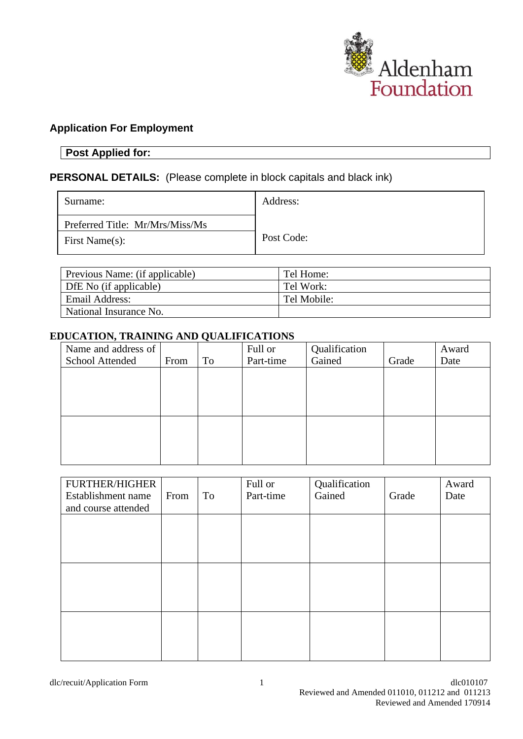Aldenham Foundation

## Application For Employment

| **Post Applied for:** |
|---|

### PERSONAL DETAILS: (Please complete in block capitals and black ink)

| Surname: | Address: |
|---|---|
| Preferred Title: Mr/Mrs/Miss/Ms | |
| First Name(s): | Post Code: |

| Previous Name: (if applicable) | Tel Home: |
|---|---|
| DfE No (if applicable) | Tel Work: |
| Email Address: | Tel Mobile: |
| National Insurance No. | |

### EDUCATION, TRAINING AND QUALIFICATIONS

| Name and address of School Attended | From | To | Full or Part-time | Qualification Gained | Grade | Award Date |
|---|---|---|---|---|---|---|
| | | | | | | |
| | | | | | | |

| FURTHER/HIGHER Establishment name and course attended | From | To | Full or Part-time | Qualification Gained | Grade | Award Date |
|---|---|---|---|---|---|---|
| | | | | | | |
| | | | | | | |
| | | | | | | |

dlc/recuit/Application Form

dlc010107
Reviewed and Amended 011010, 011212 and 011213
Reviewed and Amended 170914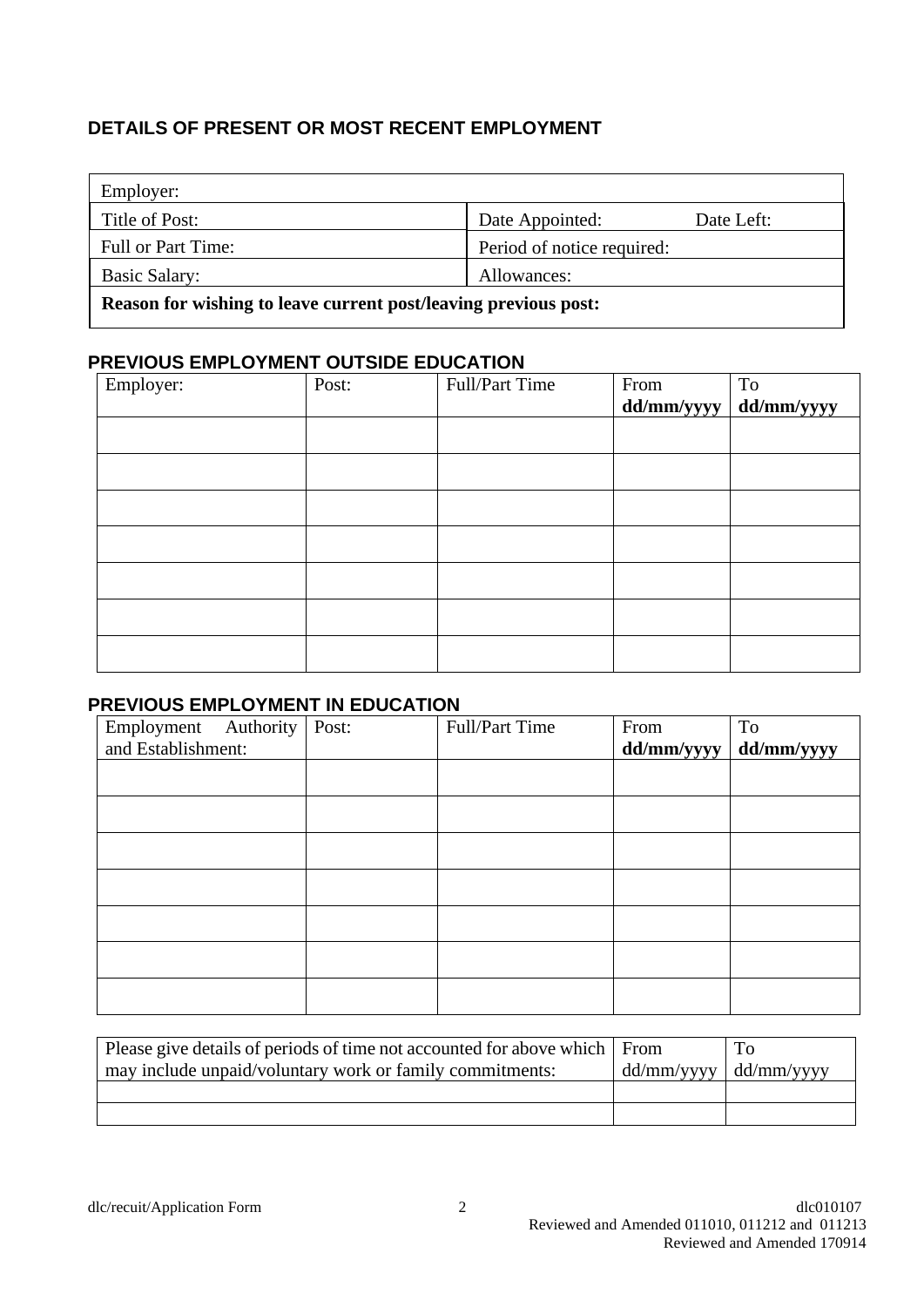## DETAILS OF PRESENT OR MOST RECENT EMPLOYMENT

| Employer: | |
|---|---|
| Title of Post: | Date Appointed: Date Left: |
| Full or Part Time: | Period of notice required: |
| Basic Salary: | Allowances: |
| **Reason for wishing to leave current post/leaving previous post:** | |

## PREVIOUS EMPLOYMENT OUTSIDE EDUCATION

| Employer: | Post: | Full/Part Time | From **dd/mm/yyyy** | To **dd/mm/yyyy** |
|---|---|---|---|---|
| | | | | |
| | | | | |
| | | | | |
| | | | | |
| | | | | |
| | | | | |
| | | | | |

## PREVIOUS EMPLOYMENT IN EDUCATION

| Employment Authority and Establishment: | Post: | Full/Part Time | From **dd/mm/yyyy** | To **dd/mm/yyyy** |
|---|---|---|---|---|
| | | | | |
| | | | | |
| | | | | |
| | | | | |
| | | | | |
| | | | | |
| | | | | |

| Please give details of periods of time not accounted for above which may include unpaid/voluntary work or family commitments: | From dd/mm/yyyy | To dd/mm/yyyy |
|---|---|---|
| | | |
| | | |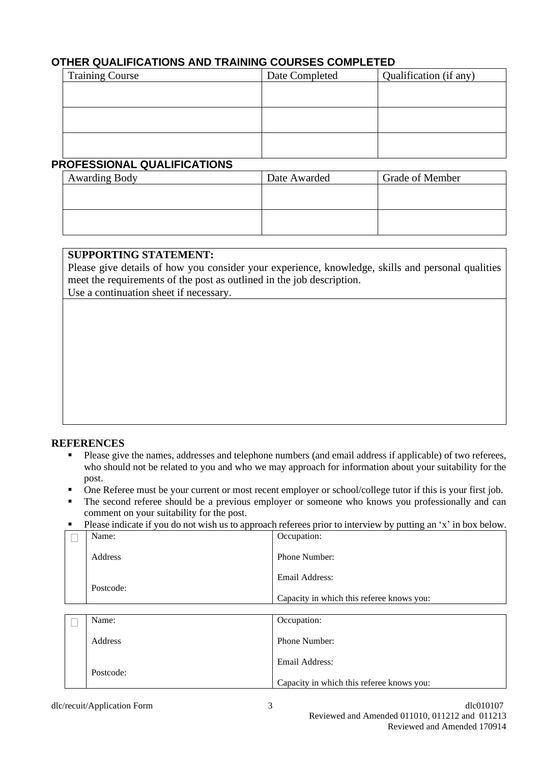## OTHER QUALIFICATIONS AND TRAINING COURSES COMPLETED

| Training Course | Date Completed | Qualification (if any) |
|---|---|---|
| | | |
| | | |
| | | |

## PROFESSIONAL QUALIFICATIONS

| Awarding Body | Date Awarded | Grade of Member |
|---|---|---|
| | | |
| | | |

| **SUPPORTING STATEMENT:**<br>Please give details of how you consider your experience, knowledge, skills and personal qualities meet the requirements of the post as outlined in the job description.<br>Use a continuation sheet if necessary. |
|---|
| |

## REFERENCES

- Please give the names, addresses and telephone numbers (and email address if applicable) of two referees, who should not be related to you and who we may approach for information about your suitability for the post.
- One Referee must be your current or most recent employer or school/college tutor if this is your first job.
- The second referee should be a previous employer or someone who knows you professionally and can comment on your suitability for the post.
- Please indicate if you do not wish us to approach referees prior to interview by putting an 'x' in box below.

| ☐ | Name:<br><br>Address<br><br>Postcode: | Occupation:<br><br>Phone Number:<br><br>Email Address:<br><br>Capacity in which this referee knows you: |
|---|---|---|

| ☐ | Name:<br><br>Address<br><br>Postcode: | Occupation:<br><br>Phone Number:<br><br>Email Address:<br><br>Capacity in which this referee knows you: |
|---|---|---|

dlc/recuit/Application Form

dlc010107
Reviewed and Amended 011010, 011212 and 011213
Reviewed and Amended 170914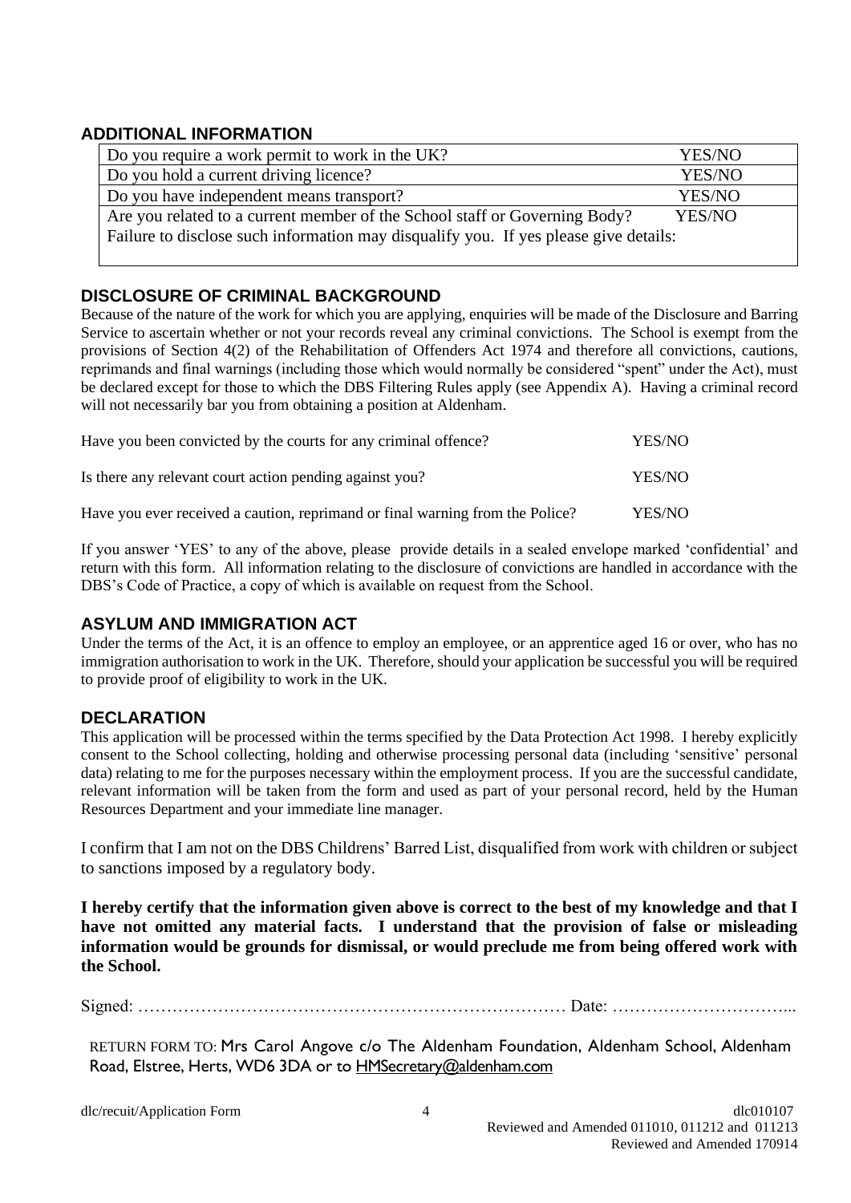## ADDITIONAL INFORMATION

| | |
|---|---|
| Do you require a work permit to work in the UK? | YES/NO |
| Do you hold a current driving licence? | YES/NO |
| Do you have independent means transport? | YES/NO |
| Are you related to a current member of the School staff or Governing Body? Failure to disclose such information may disqualify you. If yes please give details: | YES/NO |

## DISCLOSURE OF CRIMINAL BACKGROUND

Because of the nature of the work for which you are applying, enquiries will be made of the Disclosure and Barring Service to ascertain whether or not your records reveal any criminal convictions. The School is exempt from the provisions of Section 4(2) of the Rehabilitation of Offenders Act 1974 and therefore all convictions, cautions, reprimands and final warnings (including those which would normally be considered "spent" under the Act), must be declared except for those to which the DBS Filtering Rules apply (see Appendix A). Having a criminal record will not necessarily bar you from obtaining a position at Aldenham.

Have you been convicted by the courts for any criminal offence? YES/NO

Is there any relevant court action pending against you? YES/NO

Have you ever received a caution, reprimand or final warning from the Police? YES/NO

If you answer 'YES' to any of the above, please provide details in a sealed envelope marked 'confidential' and return with this form. All information relating to the disclosure of convictions are handled in accordance with the DBS's Code of Practice, a copy of which is available on request from the School.

## ASYLUM AND IMMIGRATION ACT

Under the terms of the Act, it is an offence to employ an employee, or an apprentice aged 16 or over, who has no immigration authorisation to work in the UK. Therefore, should your application be successful you will be required to provide proof of eligibility to work in the UK.

## DECLARATION

This application will be processed within the terms specified by the Data Protection Act 1998. I hereby explicitly consent to the School collecting, holding and otherwise processing personal data (including 'sensitive' personal data) relating to me for the purposes necessary within the employment process. If you are the successful candidate, relevant information will be taken from the form and used as part of your personal record, held by the Human Resources Department and your immediate line manager.

I confirm that I am not on the DBS Childrens' Barred List, disqualified from work with children or subject to sanctions imposed by a regulatory body.

**I hereby certify that the information given above is correct to the best of my knowledge and that I have not omitted any material facts. I understand that the provision of false or misleading information would be grounds for dismissal, or would preclude me from being offered work with the School.**

Signed: ………………………………………………………………… Date: …………………………...

RETURN FORM TO: Mrs Carol Angove c/o The Aldenham Foundation, Aldenham School, Aldenham Road, Elstree, Herts, WD6 3DA or to HMSecretary@aldenham.com

dlc/recuit/Application Form

dlc010107
Reviewed and Amended 011010, 011212 and 011213
Reviewed and Amended 170914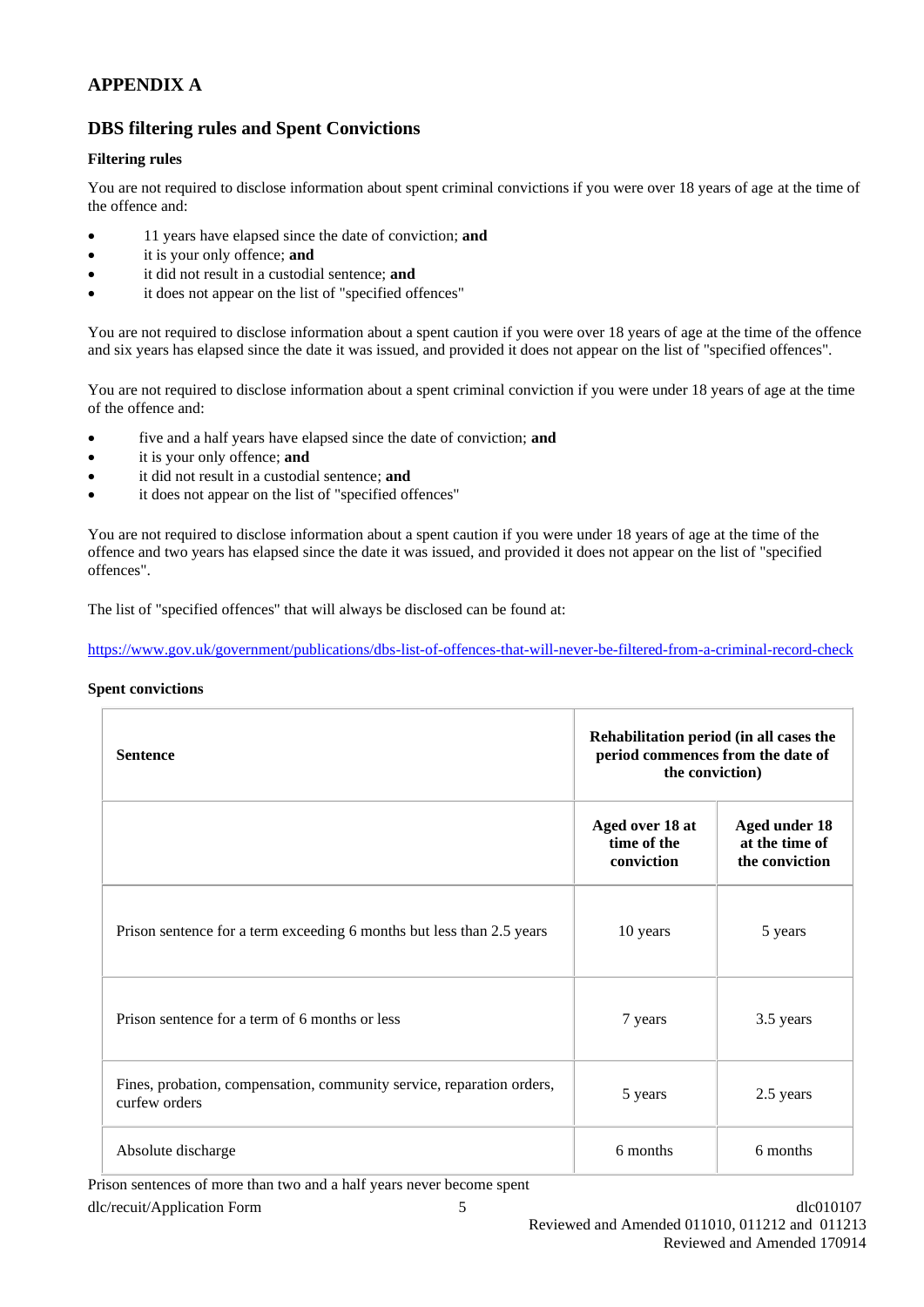## APPENDIX A

## DBS filtering rules and Spent Convictions

### Filtering rules

You are not required to disclose information about spent criminal convictions if you were over 18 years of age at the time of the offence and:

- 11 years have elapsed since the date of conviction; **and**
- it is your only offence; **and**
- it did not result in a custodial sentence; **and**
- it does not appear on the list of "specified offences"

You are not required to disclose information about a spent caution if you were over 18 years of age at the time of the offence and six years has elapsed since the date it was issued, and provided it does not appear on the list of "specified offences".

You are not required to disclose information about a spent criminal conviction if you were under 18 years of age at the time of the offence and:

- five and a half years have elapsed since the date of conviction; **and**
- it is your only offence; **and**
- it did not result in a custodial sentence; **and**
- it does not appear on the list of "specified offences"

You are not required to disclose information about a spent caution if you were under 18 years of age at the time of the offence and two years has elapsed since the date it was issued, and provided it does not appear on the list of "specified offences".

The list of "specified offences" that will always be disclosed can be found at:

https://www.gov.uk/government/publications/dbs-list-of-offences-that-will-never-be-filtered-from-a-criminal-record-check

### Spent convictions

| **Sentence** | **Rehabilitation period (in all cases the period commences from the date of the conviction)** | |
|---|---|---|
| | **Aged over 18 at time of the conviction** | **Aged under 18 at the time of the conviction** |
| Prison sentence for a term exceeding 6 months but less than 2.5 years | 10 years | 5 years |
| Prison sentence for a term of 6 months or less | 7 years | 3.5 years |
| Fines, probation, compensation, community service, reparation orders, curfew orders | 5 years | 2.5 years |
| Absolute discharge | 6 months | 6 months |

Prison sentences of more than two and a half years never become spent

dlc/recuit/Application Form

dlc010107
Reviewed and Amended 011010, 011212 and 011213
Reviewed and Amended 170914